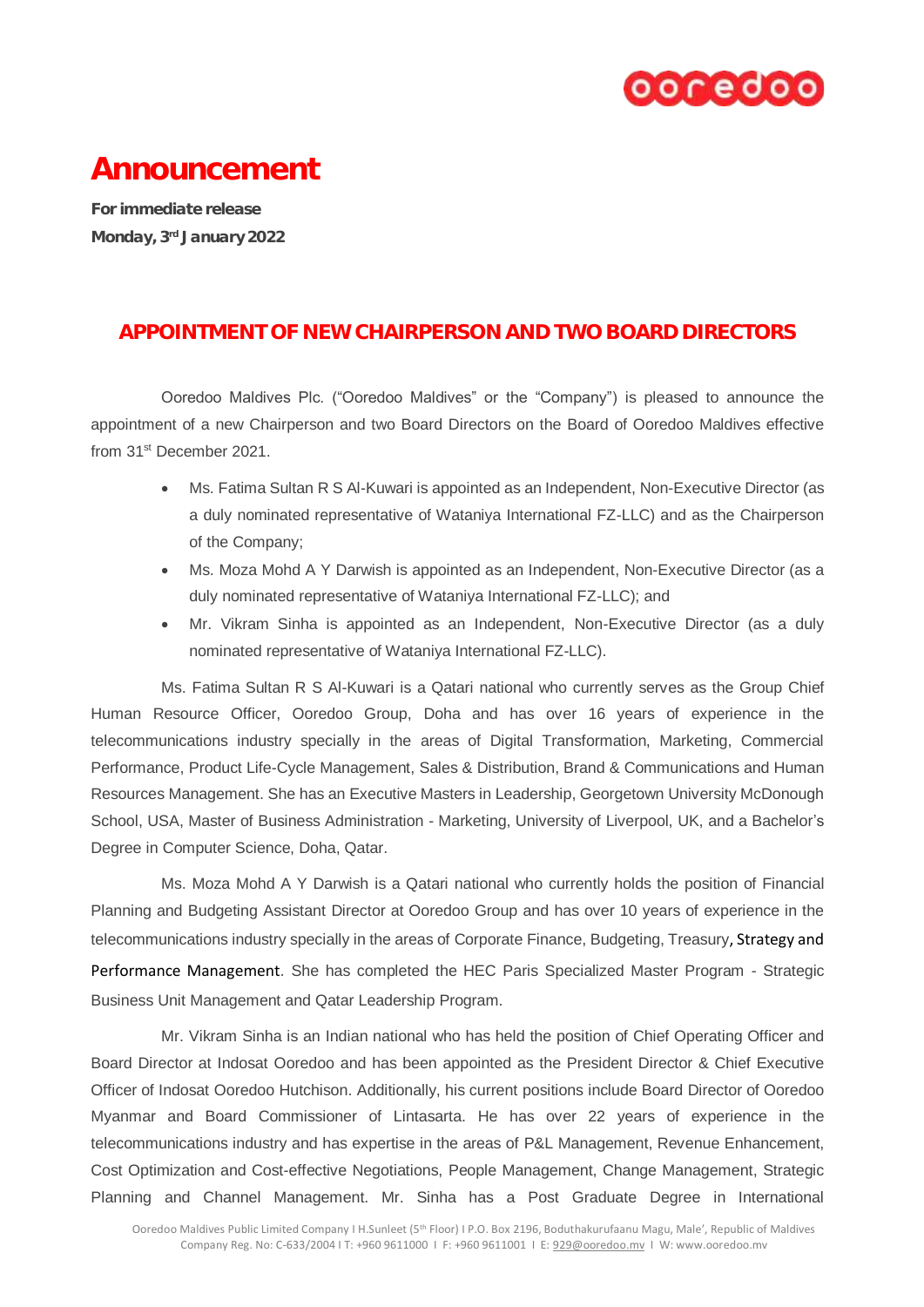# Announcement

**For immediate release**
**Monday, 3rd January 2022**

## APPOINTMENT OF NEW CHAIRPERSON AND TWO BOARD DIRECTORS

Ooredoo Maldives Plc. ("Ooredoo Maldives" or the "Company") is pleased to announce the appointment of a new Chairperson and two Board Directors on the Board of Ooredoo Maldives effective from 31st December 2021.

- Ms. Fatima Sultan R S Al-Kuwari is appointed as an Independent, Non-Executive Director (as a duly nominated representative of Wataniya International FZ-LLC) and as the Chairperson of the Company;
- Ms. Moza Mohd A Y Darwish is appointed as an Independent, Non-Executive Director (as a duly nominated representative of Wataniya International FZ-LLC); and
- Mr. Vikram Sinha is appointed as an Independent, Non-Executive Director (as a duly nominated representative of Wataniya International FZ-LLC).

Ms. Fatima Sultan R S Al-Kuwari is a Qatari national who currently serves as the Group Chief Human Resource Officer, Ooredoo Group, Doha and has over 16 years of experience in the telecommunications industry specially in the areas of Digital Transformation, Marketing, Commercial Performance, Product Life-Cycle Management, Sales & Distribution, Brand & Communications and Human Resources Management. She has an Executive Masters in Leadership, Georgetown University McDonough School, USA, Master of Business Administration - Marketing, University of Liverpool, UK, and a Bachelor's Degree in Computer Science, Doha, Qatar.

Ms. Moza Mohd A Y Darwish is a Qatari national who currently holds the position of Financial Planning and Budgeting Assistant Director at Ooredoo Group and has over 10 years of experience in the telecommunications industry specially in the areas of Corporate Finance, Budgeting, Treasury, Strategy and Performance Management. She has completed the HEC Paris Specialized Master Program - Strategic Business Unit Management and Qatar Leadership Program.

Mr. Vikram Sinha is an Indian national who has held the position of Chief Operating Officer and Board Director at Indosat Ooredoo and has been appointed as the President Director & Chief Executive Officer of Indosat Ooredoo Hutchison. Additionally, his current positions include Board Director of Ooredoo Myanmar and Board Commissioner of Lintasarta. He has over 22 years of experience in the telecommunications industry and has expertise in the areas of P&L Management, Revenue Enhancement, Cost Optimization and Cost-effective Negotiations, People Management, Change Management, Strategic Planning and Channel Management. Mr. Sinha has a Post Graduate Degree in International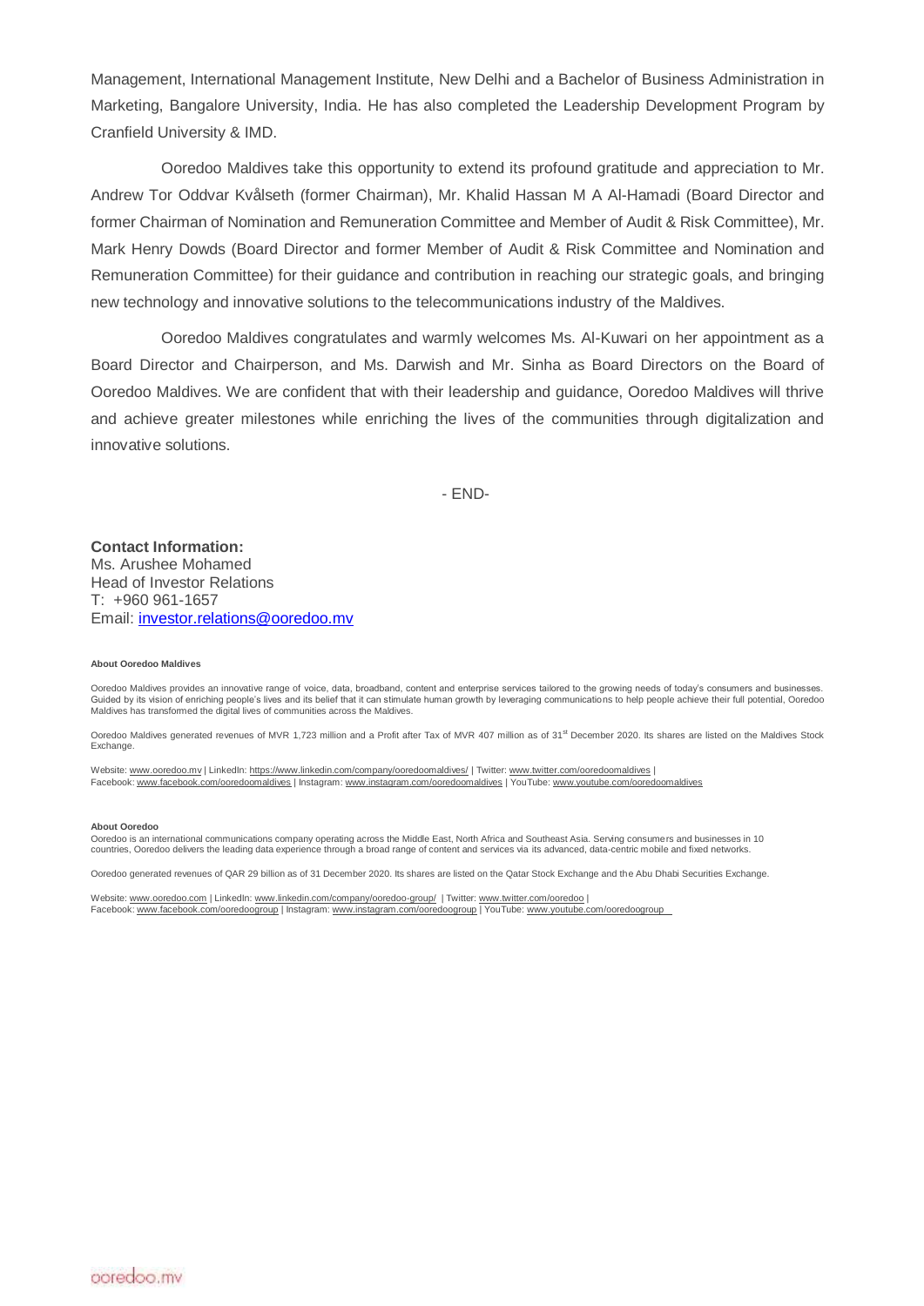Management, International Management Institute, New Delhi and a Bachelor of Business Administration in Marketing, Bangalore University, India. He has also completed the Leadership Development Program by Cranfield University & IMD.

Ooredoo Maldives take this opportunity to extend its profound gratitude and appreciation to Mr. Andrew Tor Oddvar Kvålseth (former Chairman), Mr. Khalid Hassan M A Al-Hamadi (Board Director and former Chairman of Nomination and Remuneration Committee and Member of Audit & Risk Committee), Mr. Mark Henry Dowds (Board Director and former Member of Audit & Risk Committee and Nomination and Remuneration Committee) for their guidance and contribution in reaching our strategic goals, and bringing new technology and innovative solutions to the telecommunications industry of the Maldives.

Ooredoo Maldives congratulates and warmly welcomes Ms. Al-Kuwari on her appointment as a Board Director and Chairperson, and Ms. Darwish and Mr. Sinha as Board Directors on the Board of Ooredoo Maldives. We are confident that with their leadership and guidance, Ooredoo Maldives will thrive and achieve greater milestones while enriching the lives of the communities through digitalization and innovative solutions.

- END-

**Contact Information:**
Ms. Arushee Mohamed
Head of Investor Relations
T: +960 961-1657
Email: investor.relations@ooredoo.mv

**About Ooredoo Maldives**

Ooredoo Maldives provides an innovative range of voice, data, broadband, content and enterprise services tailored to the growing needs of today's consumers and businesses. Guided by its vision of enriching people's lives and its belief that it can stimulate human growth by leveraging communications to help people achieve their full potential, Ooredoo Maldives has transformed the digital lives of communities across the Maldives.

Ooredoo Maldives generated revenues of MVR 1,723 million and a Profit after Tax of MVR 407 million as of 31st December 2020. Its shares are listed on the Maldives Stock Exchange.

Website: www.ooredoo.mv | LinkedIn: https://www.linkedin.com/company/ooredoomaldives/ | Twitter: www.twitter.com/ooredoomaldives | Facebook: www.facebook.com/ooredoomaldives | Instagram: www.instagram.com/ooredoomaldives | YouTube: www.youtube.com/ooredoomaldives

**About Ooredoo**

Ooredoo is an international communications company operating across the Middle East, North Africa and Southeast Asia. Serving consumers and businesses in 10 countries, Ooredoo delivers the leading data experience through a broad range of content and services via its advanced, data-centric mobile and fixed networks.

Ooredoo generated revenues of QAR 29 billion as of 31 December 2020. Its shares are listed on the Qatar Stock Exchange and the Abu Dhabi Securities Exchange.

Website: www.ooredoo.com | LinkedIn: www.linkedin.com/company/ooredoo-group/ | Twitter: www.twitter.com/ooredoo | Facebook: www.facebook.com/ooredoogroup | Instagram: www.instagram.com/ooredoogroup | YouTube: www.youtube.com/ooredoogroup